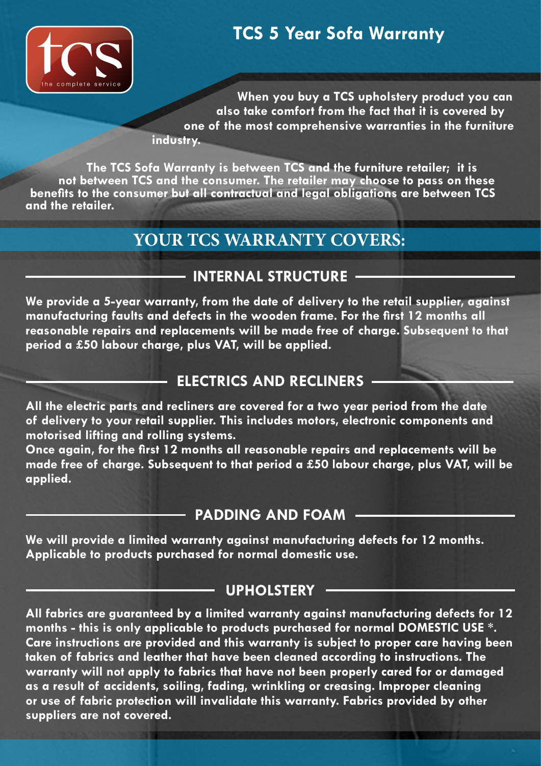# TCS 5 Year Sofa Warranty

**When you buy a TCS upholstery product you can also take comfort from the fact that it is covered by one of the most comprehensive warranties in the furniture industry.**

**The TCS Sofa Warranty is between TCS and the furniture retailer; it is not between TCS and the consumer. The retailer may choose to pass on these benefits to the consumer but all contractual and legal obligations are between TCS and the retailer.**

## YOUR TCS WARRANTY COVERS:

### INTERNAL STRUCTURE

**We provide a 5-year warranty, from the date of delivery to the retail supplier, against manufacturing faults and defects in the wooden frame. For the first 12 months all reasonable repairs and replacements will be made free of charge. Subsequent to that period a £50 labour charge, plus VAT, will be applied.**

### ELECTRICS AND RECLINERS

**All the electric parts and recliners are covered for a two year period from the date of delivery to your retail supplier. This includes motors, electronic components and motorised lifting and rolling systems.**

**Once again, for the first 12 months all reasonable repairs and replacements will be made free of charge. Subsequent to that period a £50 labour charge, plus VAT, will be applied.**

### PADDING AND FOAM

**We will provide a limited warranty against manufacturing defects for 12 months. Applicable to products purchased for normal domestic use.**

### UPHOLSTERY

**All fabrics are guaranteed by a limited warranty against manufacturing defects for 12 months - this is only applicable to products purchased for normal DOMESTIC USE *. Care instructions are provided and this warranty is subject to proper care having been taken of fabrics and leather that have been cleaned according to instructions. The warranty will not apply to fabrics that have not been properly cared for or damaged as a result of accidents, soiling, fading, wrinkling or creasing. Improper cleaning or use of fabric protection will invalidate this warranty. Fabrics provided by other suppliers are not covered.**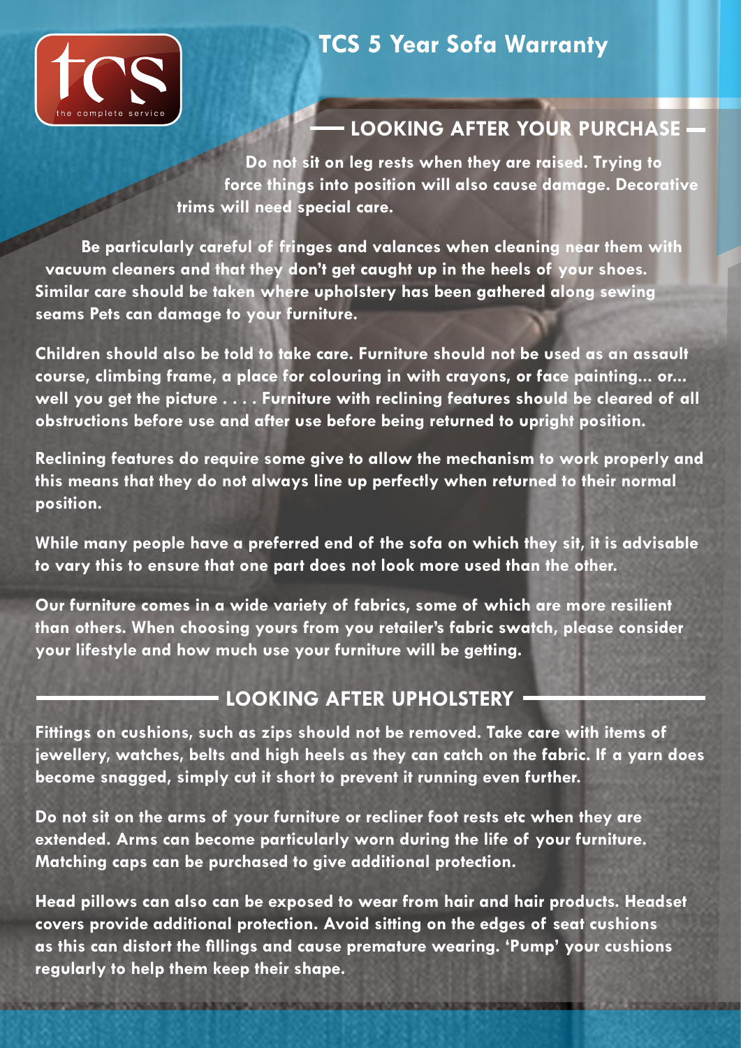# TCS 5 Year Sofa Warranty

## LOOKING AFTER YOUR PURCHASE

**Do not sit on leg rests when they are raised. Trying to force things into position will also cause damage. Decorative trims will need special care.**

**Be particularly careful of fringes and valances when cleaning near them with vacuum cleaners and that they don't get caught up in the heels of your shoes. Similar care should be taken where upholstery has been gathered along sewing seams Pets can damage to your furniture.**

**Children should also be told to take care. Furniture should not be used as an assault course, climbing frame, a place for colouring in with crayons, or face painting... or... well you get the picture . . . . Furniture with reclining features should be cleared of all obstructions before use and after use before being returned to upright position.**

**Reclining features do require some give to allow the mechanism to work properly and this means that they do not always line up perfectly when returned to their normal position.**

**While many people have a preferred end of the sofa on which they sit, it is advisable to vary this to ensure that one part does not look more used than the other.**

**Our furniture comes in a wide variety of fabrics, some of which are more resilient than others. When choosing yours from you retailer's fabric swatch, please consider your lifestyle and how much use your furniture will be getting.**

## LOOKING AFTER UPHOLSTERY

**Fittings on cushions, such as zips should not be removed. Take care with items of jewellery, watches, belts and high heels as they can catch on the fabric. If a yarn does become snagged, simply cut it short to prevent it running even further.**

**Do not sit on the arms of your furniture or recliner foot rests etc when they are extended. Arms can become particularly worn during the life of your furniture. Matching caps can be purchased to give additional protection.**

**Head pillows can also can be exposed to wear from hair and hair products. Headset covers provide additional protection. Avoid sitting on the edges of seat cushions as this can distort the fillings and cause premature wearing. 'Pump' your cushions regularly to help them keep their shape.**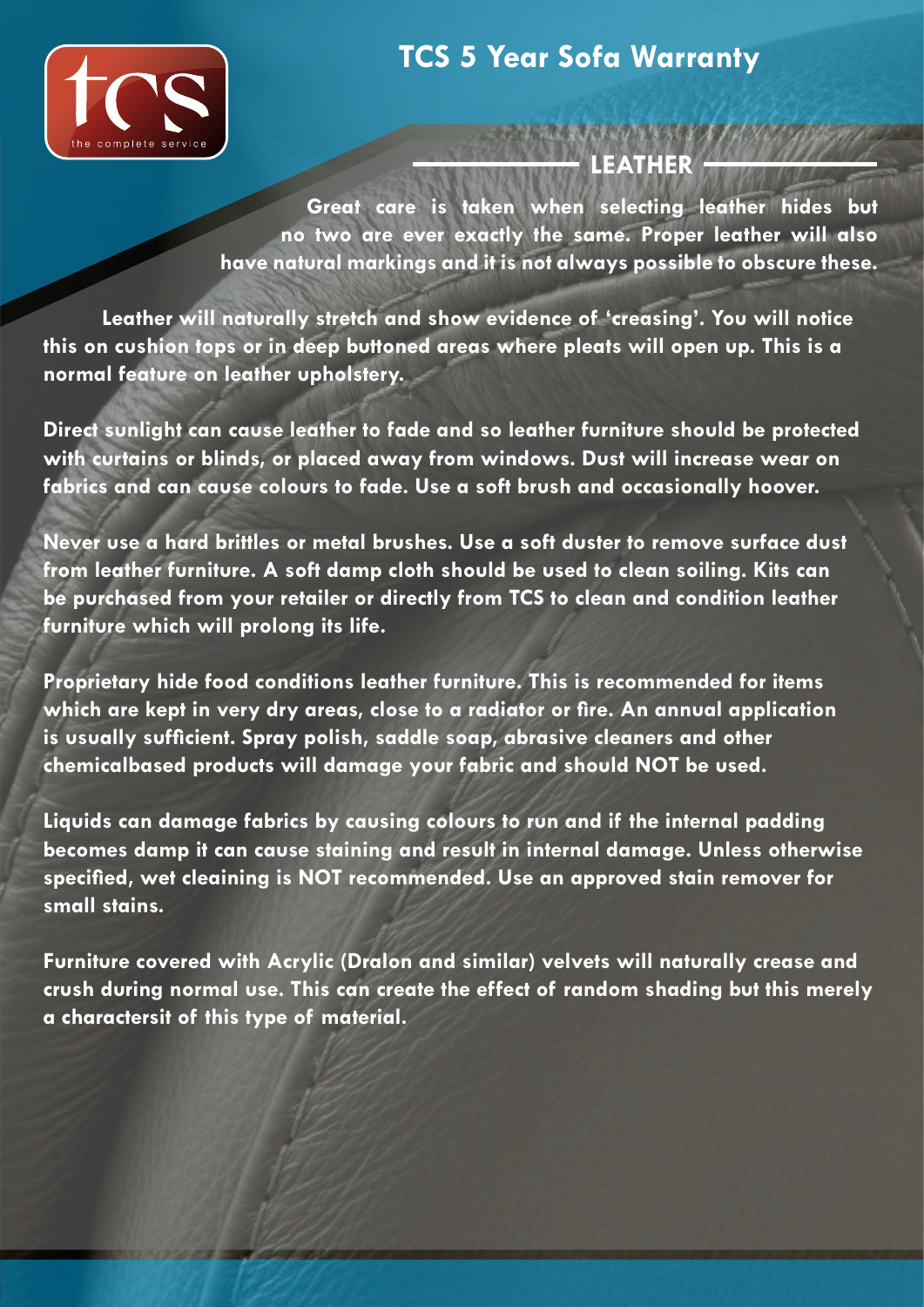# TCS 5 Year Sofa Warranty

## LEATHER

**Great care is taken when selecting leather hides but no two are ever exactly the same. Proper leather will also have natural markings and it is not always possible to obscure these.**

**Leather will naturally stretch and show evidence of 'creasing'. You will notice this on cushion tops or in deep buttoned areas where pleats will open up. This is a normal feature on leather upholstery.**

**Direct sunlight can cause leather to fade and so leather furniture should be protected with curtains or blinds, or placed away from windows. Dust will increase wear on fabrics and can cause colours to fade. Use a soft brush and occasionally hoover.**

**Never use a hard brittles or metal brushes. Use a soft duster to remove surface dust from leather furniture. A soft damp cloth should be used to clean soiling. Kits can be purchased from your retailer or directly from TCS to clean and condition leather furniture which will prolong its life.**

**Proprietary hide food conditions leather furniture. This is recommended for items which are kept in very dry areas, close to a radiator or fire. An annual application is usually sufficient. Spray polish, saddle soap, abrasive cleaners and other chemicalbased products will damage your fabric and should NOT be used.**

**Liquids can damage fabrics by causing colours to run and if the internal padding becomes damp it can cause staining and result in internal damage. Unless otherwise specified, wet cleaining is NOT recommended. Use an approved stain remover for small stains.**

**Furniture covered with Acrylic (Dralon and similar) velvets will naturally crease and crush during normal use. This can create the effect of random shading but this merely a charactersit of this type of material.**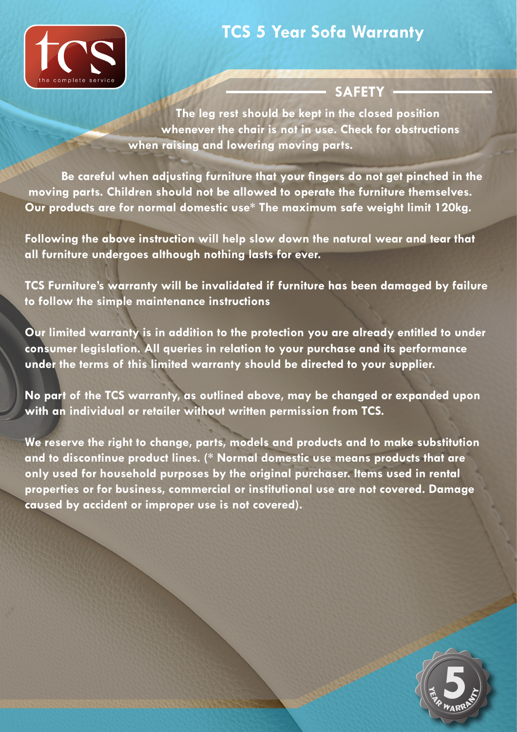# TCS 5 Year Sofa Warranty

## SAFETY

The leg rest should be kept in the closed position whenever the chair is not in use. Check for obstructions when raising and lowering moving parts.

Be careful when adjusting furniture that your fingers do not get pinched in the moving parts. Children should not be allowed to operate the furniture themselves. Our products are for normal domestic use* The maximum safe weight limit 120kg.

Following the above instruction will help slow down the natural wear and tear that all furniture undergoes although nothing lasts for ever.

TCS Furniture's warranty will be invalidated if furniture has been damaged by failure to follow the simple maintenance instructions

Our limited warranty is in addition to the protection you are already entitled to under consumer legislation. All queries in relation to your purchase and its performance under the terms of this limited warranty should be directed to your supplier.

No part of the TCS warranty, as outlined above, may be changed or expanded upon with an individual or retailer without written permission from TCS.

We reserve the right to change, parts, models and products and to make substitution and to discontinue product lines. (* Normal domestic use means products that are only used for household purposes by the original purchaser. Items used in rental properties or for business, commercial or institutional use are not covered. Damage caused by accident or improper use is not covered).